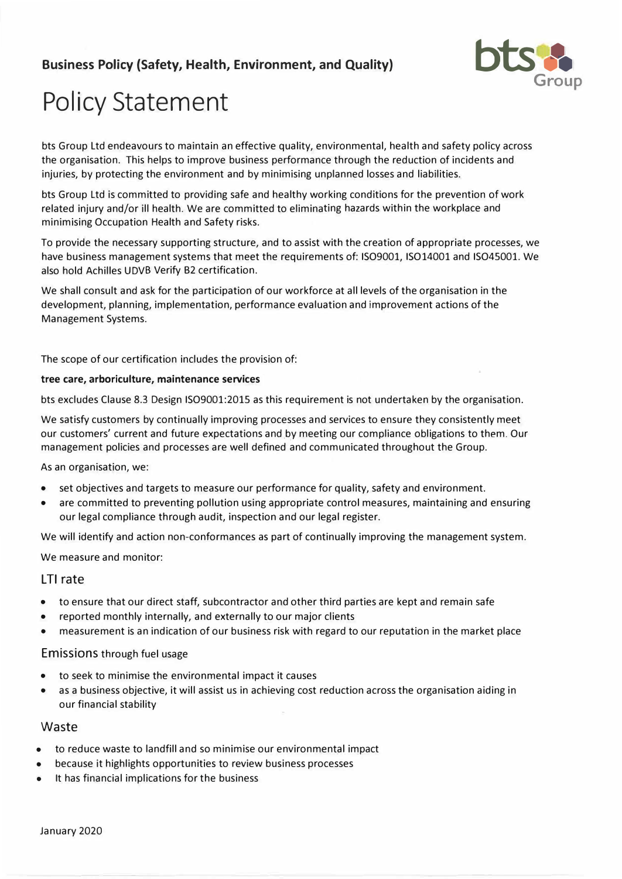**Business Policy (Safety, Health, Environment, and Quality)**

# Policy Statement

bts Group Ltd endeavours to maintain an effective quality, environmental, health and safety policy across the organisation. This helps to improve business performance through the reduction of incidents and injuries, by protecting the environment and by minimising unplanned losses and liabilities.

bts Group Ltd is committed to providing safe and healthy working conditions for the prevention of work related injury and/or ill health. We are committed to eliminating hazards within the workplace and minimising Occupation Health and Safety risks.

To provide the necessary supporting structure, and to assist with the creation of appropriate processes, we have business management systems that meet the requirements of: ISO9001, ISO14001 and ISO45001. We also hold Achilles UDVB Verify B2 certification.

We shall consult and ask for the participation of our workforce at all levels of the organisation in the development, planning, implementation, performance evaluation and improvement actions of the Management Systems.

The scope of our certification includes the provision of:

**tree care, arboriculture, maintenance services**

bts excludes Clause 8.3 Design ISO9001:2015 as this requirement is not undertaken by the organisation.

We satisfy customers by continually improving processes and services to ensure they consistently meet our customers' current and future expectations and by meeting our compliance obligations to them. Our management policies and processes are well defined and communicated throughout the Group.

As an organisation, we:

- set objectives and targets to measure our performance for quality, safety and environment.
- are committed to preventing pollution using appropriate control measures, maintaining and ensuring our legal compliance through audit, inspection and our legal register.

We will identify and action non-conformances as part of continually improving the management system.

We measure and monitor:

## LTI rate

- to ensure that our direct staff, subcontractor and other third parties are kept and remain safe
- reported monthly internally, and externally to our major clients
- measurement is an indication of our business risk with regard to our reputation in the market place

## Emissions through fuel usage

- to seek to minimise the environmental impact it causes
- as a business objective, it will assist us in achieving cost reduction across the organisation aiding in our financial stability

## Waste

- to reduce waste to landfill and so minimise our environmental impact
- because it highlights opportunities to review business processes
- It has financial implications for the business

January 2020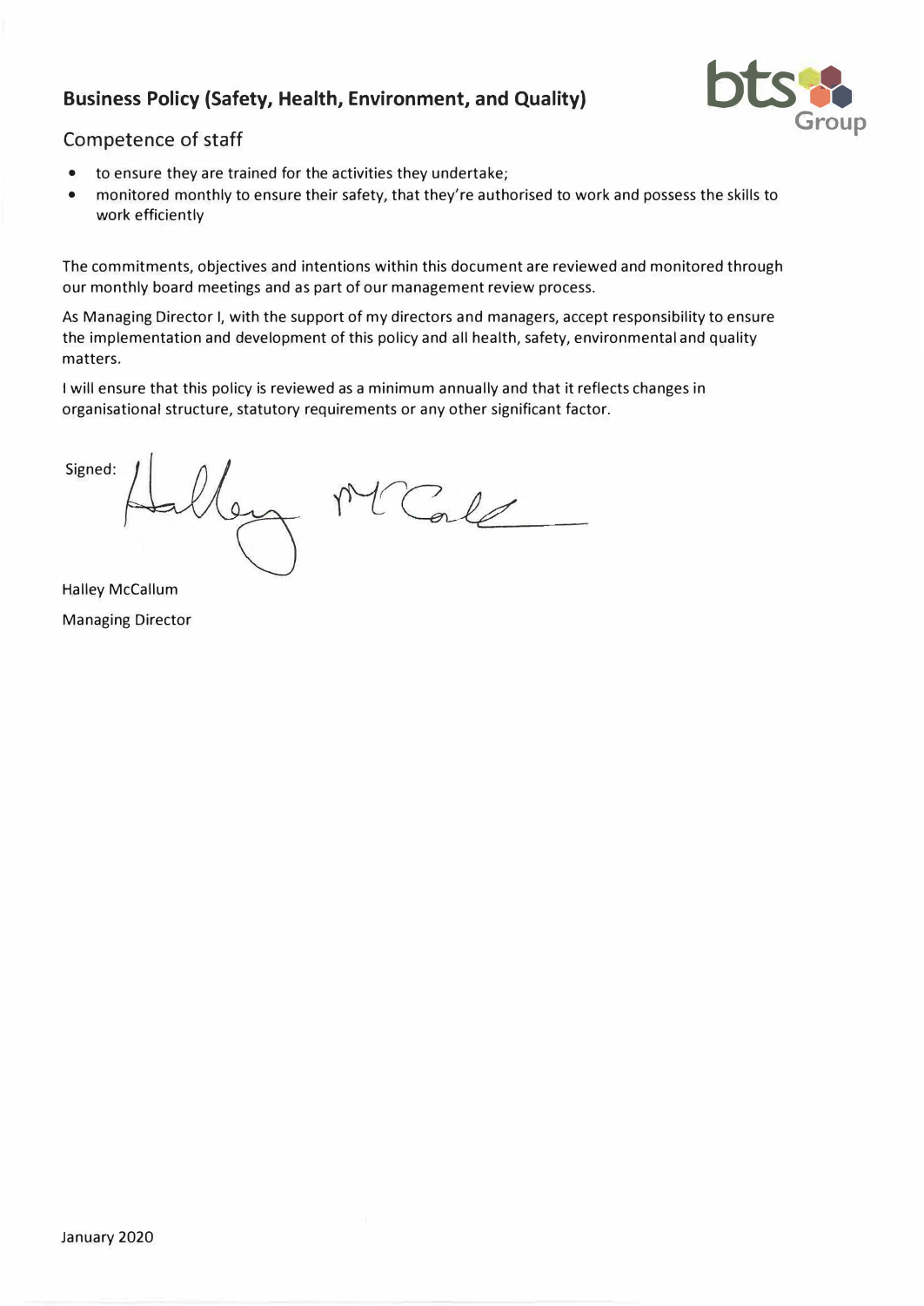## Business Policy (Safety, Health, Environment, and Quality)

### Competence of staff

- to ensure they are trained for the activities they undertake;
- monitored monthly to ensure their safety, that they're authorised to work and possess the skills to work efficiently

The commitments, objectives and intentions within this document are reviewed and monitored through our monthly board meetings and as part of our management review process.

As Managing Director I, with the support of my directors and managers, accept responsibility to ensure the implementation and development of this policy and all health, safety, environmental and quality matters.

I will ensure that this policy is reviewed as a minimum annually and that it reflects changes in organisational structure, statutory requirements or any other significant factor.

Signed:

Halley McCallum

Managing Director

January 2020